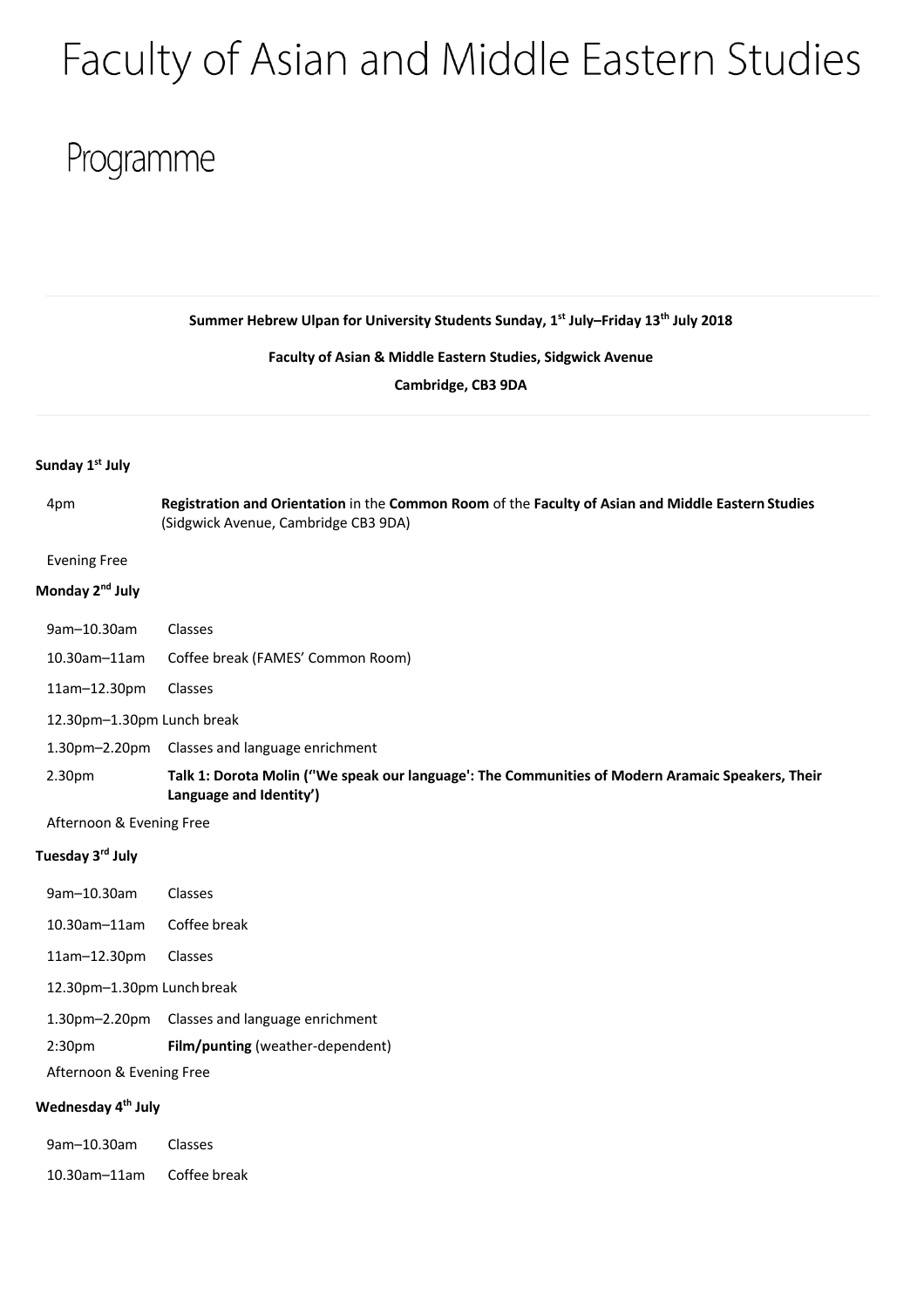# Faculty of Asian and Middle Eastern Studies

## Programme

**Summer Hebrew Ulpan for University Students Sunday, 1st July–Friday 13th July 2018**

**Faculty of Asian & Middle Eastern Studies, Sidgwick Avenue**

**Cambridge, CB3 9DA**

---

### Sunday 1st July

| | |
|---|---|
| 4pm | **Registration and Orientation** in the **Common Room** of the **Faculty of Asian and Middle Eastern Studies** (Sidgwick Avenue, Cambridge CB3 9DA) |

Evening Free

### Monday 2nd July

| | |
|---|---|
| 9am–10.30am | Classes |
| 10.30am–11am | Coffee break (FAMES' Common Room) |
| 11am–12.30pm | Classes |
| 12.30pm–1.30pm Lunch break | |
| 1.30pm–2.20pm | Classes and language enrichment |
| 2.30pm | **Talk 1: Dorota Molin ('"We speak our language': The Communities of Modern Aramaic Speakers, Their Language and Identity')** |

Afternoon & Evening Free

### Tuesday 3rd July

| | |
|---|---|
| 9am–10.30am | Classes |
| 10.30am–11am | Coffee break |
| 11am–12.30pm | Classes |
| 12.30pm–1.30pm Lunch break | |
| 1.30pm–2.20pm | Classes and language enrichment |
| 2:30pm | **Film/punting** (weather-dependent) |

Afternoon & Evening Free

### Wednesday 4th July

| | |
|---|---|
| 9am–10.30am | Classes |
| 10.30am–11am | Coffee break |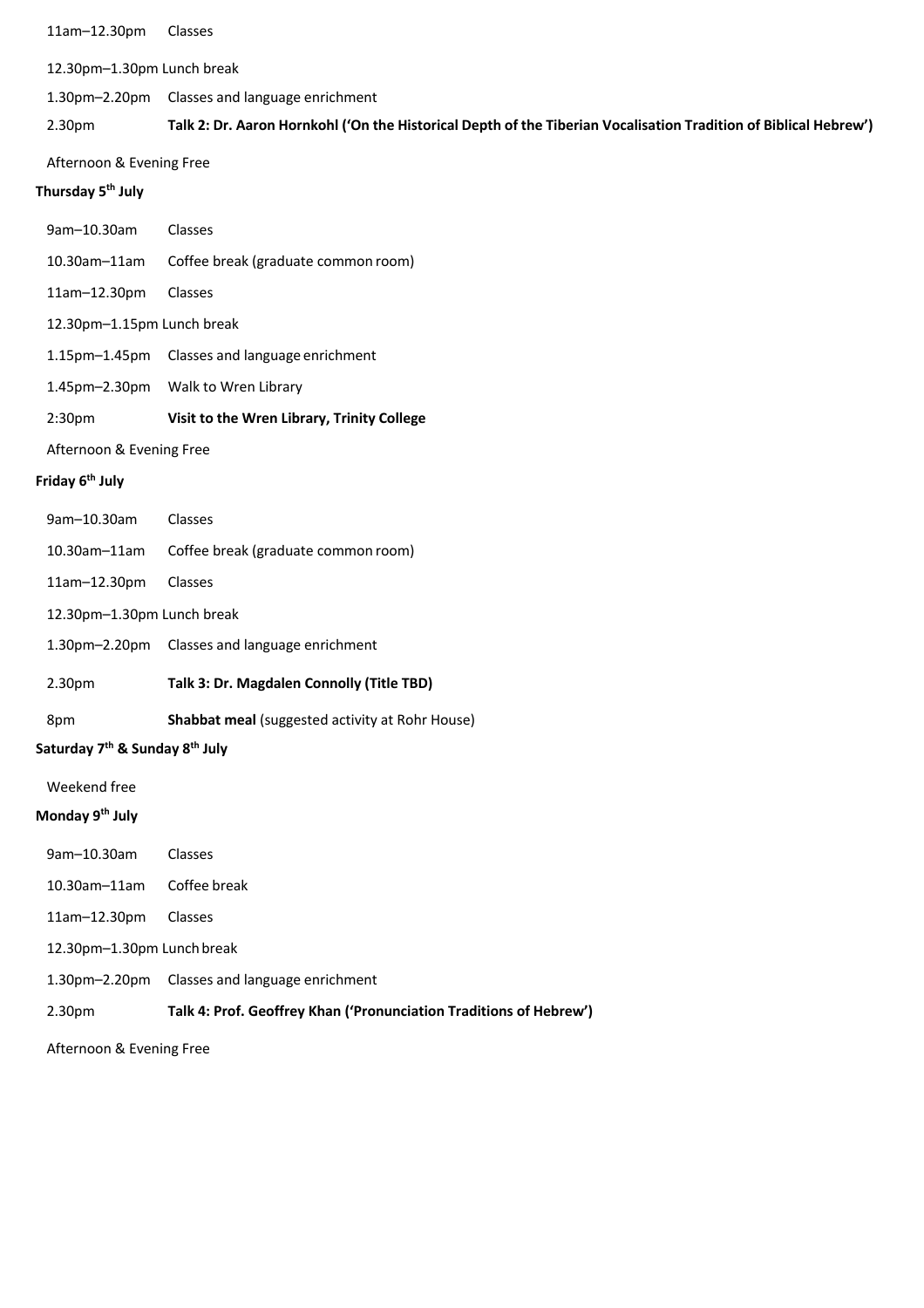11am–12.30pm Classes

12.30pm–1.30pm Lunch break

1.30pm–2.20pm Classes and language enrichment

2.30pm **Talk 2: Dr. Aaron Hornkohl ('On the Historical Depth of the Tiberian Vocalisation Tradition of Biblical Hebrew')**

Afternoon & Evening Free

**Thursday 5th July**

9am–10.30am Classes

10.30am–11am Coffee break (graduate common room)

11am–12.30pm Classes

12.30pm–1.15pm Lunch break

1.15pm–1.45pm Classes and language enrichment

1.45pm–2.30pm Walk to Wren Library

2:30pm **Visit to the Wren Library, Trinity College**

Afternoon & Evening Free

**Friday 6th July**

9am–10.30am Classes

10.30am–11am Coffee break (graduate common room)

11am–12.30pm Classes

12.30pm–1.30pm Lunch break

1.30pm–2.20pm Classes and language enrichment

2.30pm **Talk 3: Dr. Magdalen Connolly (Title TBD)**

8pm **Shabbat meal** (suggested activity at Rohr House)

**Saturday 7th & Sunday 8th July**

Weekend free

**Monday 9th July**

9am–10.30am Classes

10.30am–11am Coffee break

11am–12.30pm Classes

12.30pm–1.30pm Lunch break

1.30pm–2.20pm Classes and language enrichment

2.30pm **Talk 4: Prof. Geoffrey Khan ('Pronunciation Traditions of Hebrew')**

Afternoon & Evening Free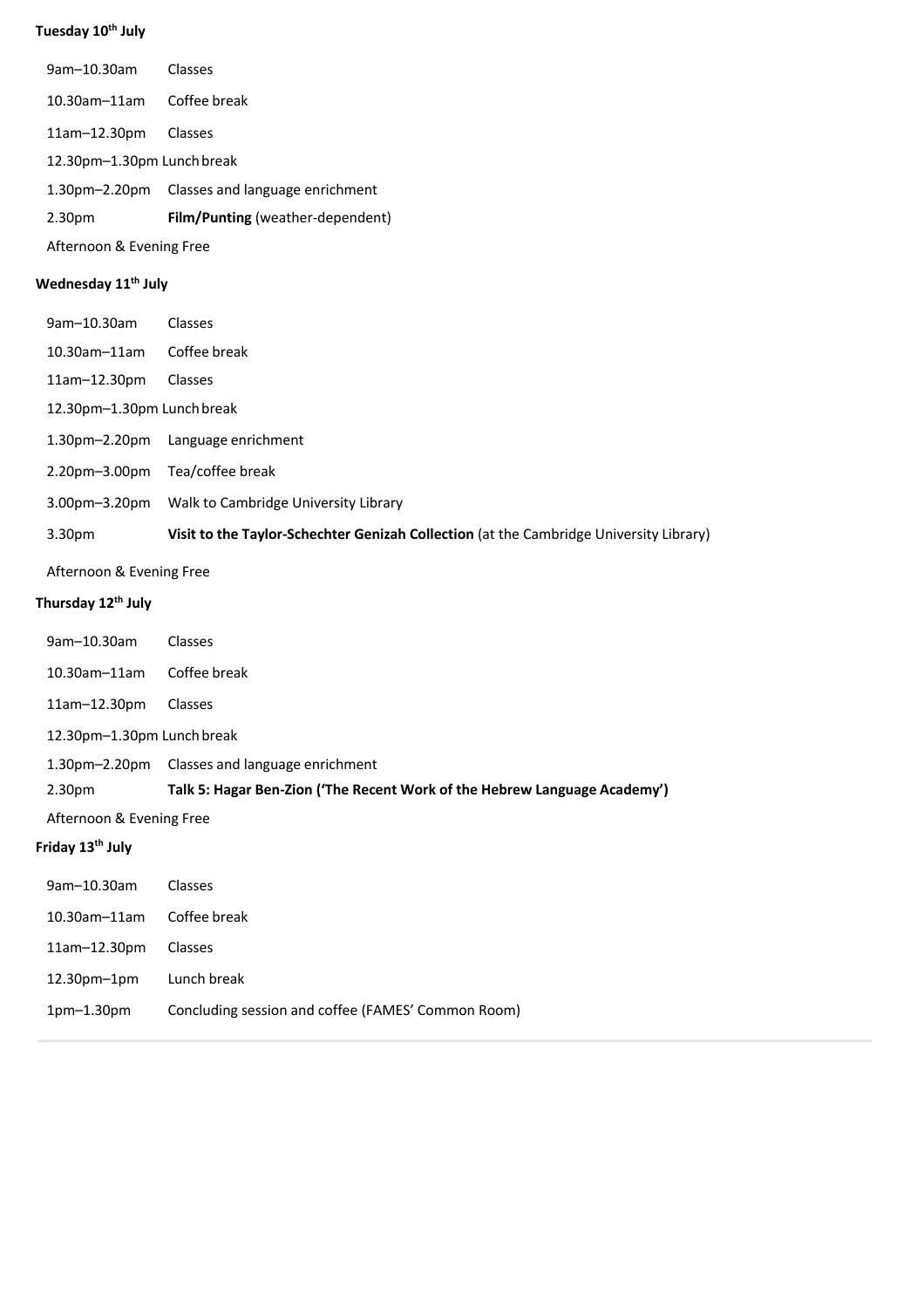**Tuesday 10th July**

9am–10.30am Classes

10.30am–11am Coffee break

11am–12.30pm Classes

12.30pm–1.30pm Lunch break

1.30pm–2.20pm Classes and language enrichment

2.30pm **Film/Punting** (weather-dependent)

Afternoon & Evening Free

**Wednesday 11th July**

9am–10.30am Classes

10.30am–11am Coffee break

11am–12.30pm Classes

12.30pm–1.30pm Lunch break

1.30pm–2.20pm Language enrichment

2.20pm–3.00pm Tea/coffee break

3.00pm–3.20pm Walk to Cambridge University Library

3.30pm **Visit to the Taylor-Schechter Genizah Collection** (at the Cambridge University Library)

Afternoon & Evening Free

**Thursday 12th July**

9am–10.30am Classes

10.30am–11am Coffee break

11am–12.30pm Classes

12.30pm–1.30pm Lunch break

1.30pm–2.20pm Classes and language enrichment

2.30pm **Talk 5: Hagar Ben-Zion ('The Recent Work of the Hebrew Language Academy')**

Afternoon & Evening Free

**Friday 13th July**

9am–10.30am Classes

10.30am–11am Coffee break

11am–12.30pm Classes

12.30pm–1pm Lunch break

1pm–1.30pm Concluding session and coffee (FAMES' Common Room)